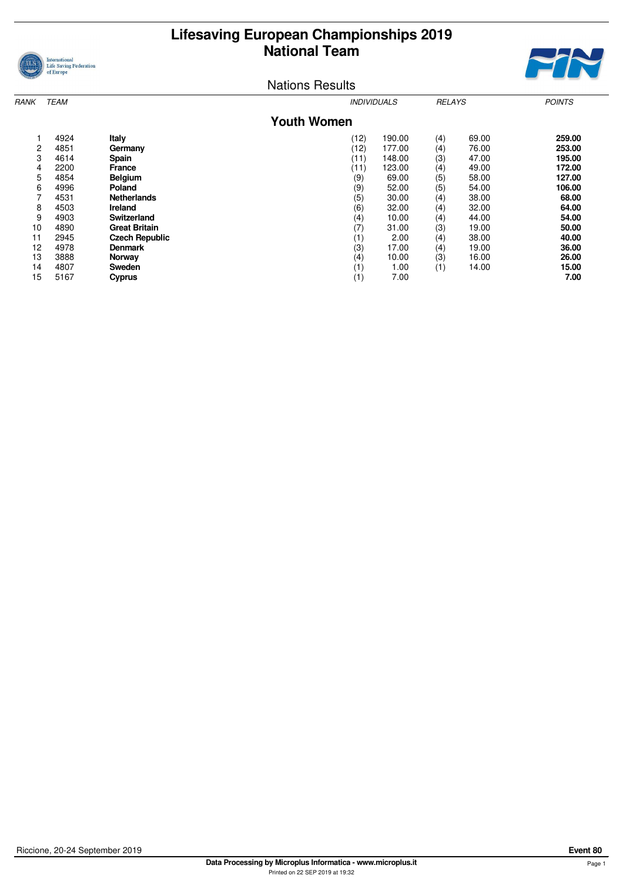# Lifesaving European Championships 2019
## National Team

Nations Results

### Youth Women

| RANK | TEAM | | INDIVIDUALS | | RELAYS | | POINTS |
|---|---|---|---|---|---|---|---|
| 1 | 4924 | **Italy** | (12) | 190.00 | (4) | 69.00 | **259.00** |
| 2 | 4851 | **Germany** | (12) | 177.00 | (4) | 76.00 | **253.00** |
| 3 | 4614 | **Spain** | (11) | 148.00 | (3) | 47.00 | **195.00** |
| 4 | 2200 | **France** | (11) | 123.00 | (4) | 49.00 | **172.00** |
| 5 | 4854 | **Belgium** | (9) | 69.00 | (5) | 58.00 | **127.00** |
| 6 | 4996 | **Poland** | (9) | 52.00 | (5) | 54.00 | **106.00** |
| 7 | 4531 | **Netherlands** | (5) | 30.00 | (4) | 38.00 | **68.00** |
| 8 | 4503 | **Ireland** | (6) | 32.00 | (4) | 32.00 | **64.00** |
| 9 | 4903 | **Switzerland** | (4) | 10.00 | (4) | 44.00 | **54.00** |
| 10 | 4890 | **Great Britain** | (7) | 31.00 | (3) | 19.00 | **50.00** |
| 11 | 2945 | **Czech Republic** | (1) | 2.00 | (4) | 38.00 | **40.00** |
| 12 | 4978 | **Denmark** | (3) | 17.00 | (4) | 19.00 | **36.00** |
| 13 | 3888 | **Norway** | (4) | 10.00 | (3) | 16.00 | **26.00** |
| 14 | 4807 | **Sweden** | (1) | 1.00 | (1) | 14.00 | **15.00** |
| 15 | 5167 | **Cyprus** | (1) | 7.00 | | | **7.00** |

Riccione, 20-24 September 2019

**Event 80**

**Data Processing by Microplus Informatica - www.microplus.it**

Printed on 22 SEP 2019 at 19:32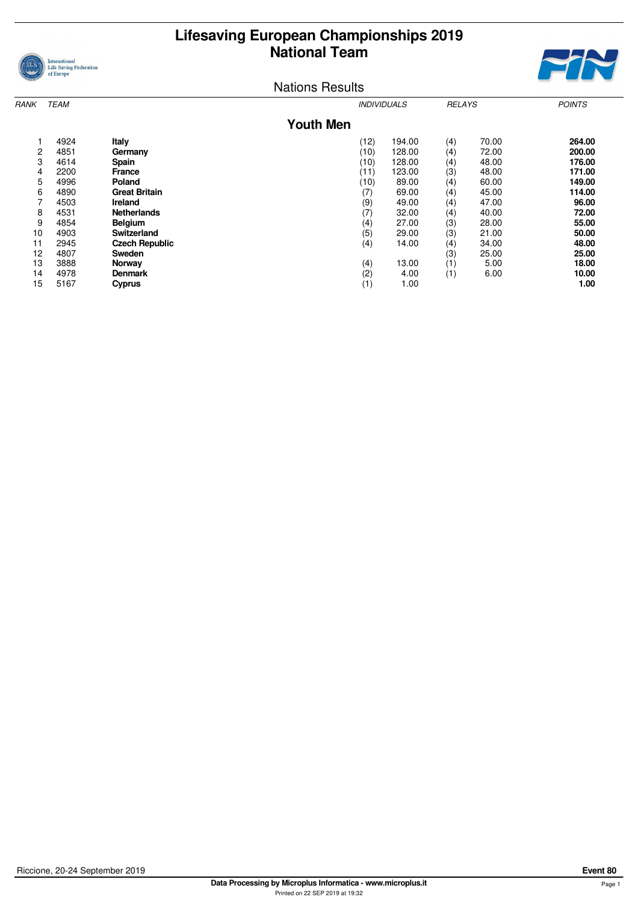# Lifesaving European Championships 2019
## National Team

Nations Results

### Youth Men

| RANK | TEAM | | INDIVIDUALS | | RELAYS | | POINTS |
|---|---|---|---|---|---|---|---|
| 1 | 4924 | **Italy** | (12) | 194.00 | (4) | 70.00 | **264.00** |
| 2 | 4851 | **Germany** | (10) | 128.00 | (4) | 72.00 | **200.00** |
| 3 | 4614 | **Spain** | (10) | 128.00 | (4) | 48.00 | **176.00** |
| 4 | 2200 | **France** | (11) | 123.00 | (3) | 48.00 | **171.00** |
| 5 | 4996 | **Poland** | (10) | 89.00 | (4) | 60.00 | **149.00** |
| 6 | 4890 | **Great Britain** | (7) | 69.00 | (4) | 45.00 | **114.00** |
| 7 | 4503 | **Ireland** | (9) | 49.00 | (4) | 47.00 | **96.00** |
| 8 | 4531 | **Netherlands** | (7) | 32.00 | (4) | 40.00 | **72.00** |
| 9 | 4854 | **Belgium** | (4) | 27.00 | (3) | 28.00 | **55.00** |
| 10 | 4903 | **Switzerland** | (5) | 29.00 | (3) | 21.00 | **50.00** |
| 11 | 2945 | **Czech Republic** | (4) | 14.00 | (4) | 34.00 | **48.00** |
| 12 | 4807 | **Sweden** | | | (3) | 25.00 | **25.00** |
| 13 | 3888 | **Norway** | (4) | 13.00 | (1) | 5.00 | **18.00** |
| 14 | 4978 | **Denmark** | (2) | 4.00 | (1) | 6.00 | **10.00** |
| 15 | 5167 | **Cyprus** | (1) | 1.00 | | | **1.00** |

Riccione, 20-24 September 2019

**Event 80**

**Data Processing by Microplus Informatica - www.microplus.it**

Printed on 22 SEP 2019 at 19:32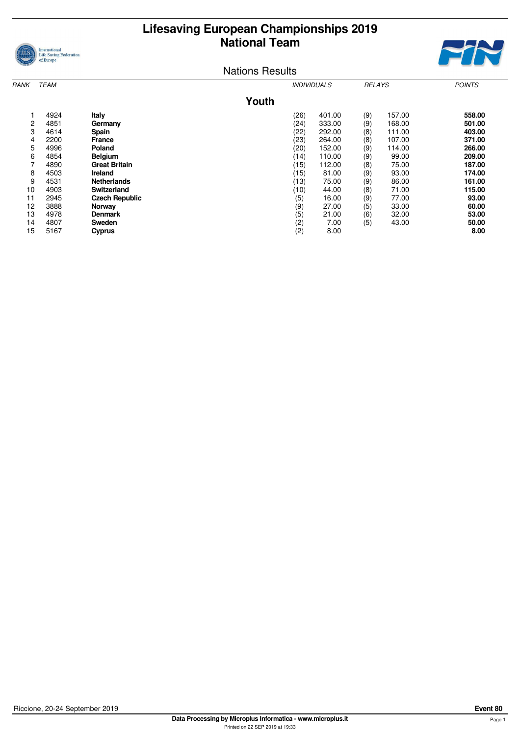# Lifesaving European Championships 2019
## National Team

Nations Results

### Youth

| RANK | TEAM | | INDIVIDUALS | | RELAYS | | POINTS |
|---|---|---|---|---|---|---|---|
| 1 | 4924 | **Italy** | (26) | 401.00 | (9) | 157.00 | **558.00** |
| 2 | 4851 | **Germany** | (24) | 333.00 | (9) | 168.00 | **501.00** |
| 3 | 4614 | **Spain** | (22) | 292.00 | (8) | 111.00 | **403.00** |
| 4 | 2200 | **France** | (23) | 264.00 | (8) | 107.00 | **371.00** |
| 5 | 4996 | **Poland** | (20) | 152.00 | (9) | 114.00 | **266.00** |
| 6 | 4854 | **Belgium** | (14) | 110.00 | (9) | 99.00 | **209.00** |
| 7 | 4890 | **Great Britain** | (15) | 112.00 | (8) | 75.00 | **187.00** |
| 8 | 4503 | **Ireland** | (15) | 81.00 | (9) | 93.00 | **174.00** |
| 9 | 4531 | **Netherlands** | (13) | 75.00 | (9) | 86.00 | **161.00** |
| 10 | 4903 | **Switzerland** | (10) | 44.00 | (8) | 71.00 | **115.00** |
| 11 | 2945 | **Czech Republic** | (5) | 16.00 | (9) | 77.00 | **93.00** |
| 12 | 3888 | **Norway** | (9) | 27.00 | (5) | 33.00 | **60.00** |
| 13 | 4978 | **Denmark** | (5) | 21.00 | (6) | 32.00 | **53.00** |
| 14 | 4807 | **Sweden** | (2) | 7.00 | (5) | 43.00 | **50.00** |
| 15 | 5167 | **Cyprus** | (2) | 8.00 | | | **8.00** |

Riccione, 20-24 September 2019

**Event 80**

**Data Processing by Microplus Informatica - www.microplus.it**

Printed on 22 SEP 2019 at 19:33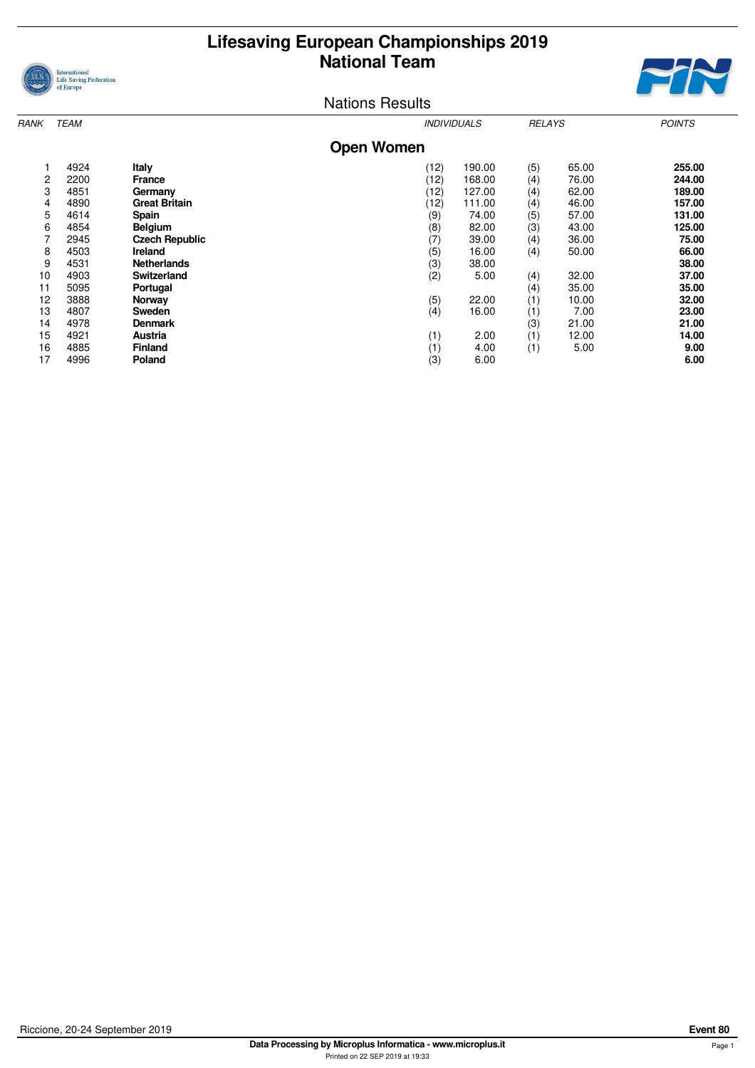# Lifesaving European Championships 2019
## National Team

Nations Results

### Open Women

| RANK | TEAM | | INDIVIDUALS | | RELAYS | | POINTS |
|---|---|---|---|---|---|---|---|
| 1 | 4924 | **Italy** | (12) | 190.00 | (5) | 65.00 | **255.00** |
| 2 | 2200 | **France** | (12) | 168.00 | (4) | 76.00 | **244.00** |
| 3 | 4851 | **Germany** | (12) | 127.00 | (4) | 62.00 | **189.00** |
| 4 | 4890 | **Great Britain** | (12) | 111.00 | (4) | 46.00 | **157.00** |
| 5 | 4614 | **Spain** | (9) | 74.00 | (5) | 57.00 | **131.00** |
| 6 | 4854 | **Belgium** | (8) | 82.00 | (3) | 43.00 | **125.00** |
| 7 | 2945 | **Czech Republic** | (7) | 39.00 | (4) | 36.00 | **75.00** |
| 8 | 4503 | **Ireland** | (5) | 16.00 | (4) | 50.00 | **66.00** |
| 9 | 4531 | **Netherlands** | (3) | 38.00 | | | **38.00** |
| 10 | 4903 | **Switzerland** | (2) | 5.00 | (4) | 32.00 | **37.00** |
| 11 | 5095 | **Portugal** | | | (4) | 35.00 | **35.00** |
| 12 | 3888 | **Norway** | (5) | 22.00 | (1) | 10.00 | **32.00** |
| 13 | 4807 | **Sweden** | (4) | 16.00 | (1) | 7.00 | **23.00** |
| 14 | 4978 | **Denmark** | | | (3) | 21.00 | **21.00** |
| 15 | 4921 | **Austria** | (1) | 2.00 | (1) | 12.00 | **14.00** |
| 16 | 4885 | **Finland** | (1) | 4.00 | (1) | 5.00 | **9.00** |
| 17 | 4996 | **Poland** | (3) | 6.00 | | | **6.00** |

Riccione, 20-24 September 2019

**Event 80**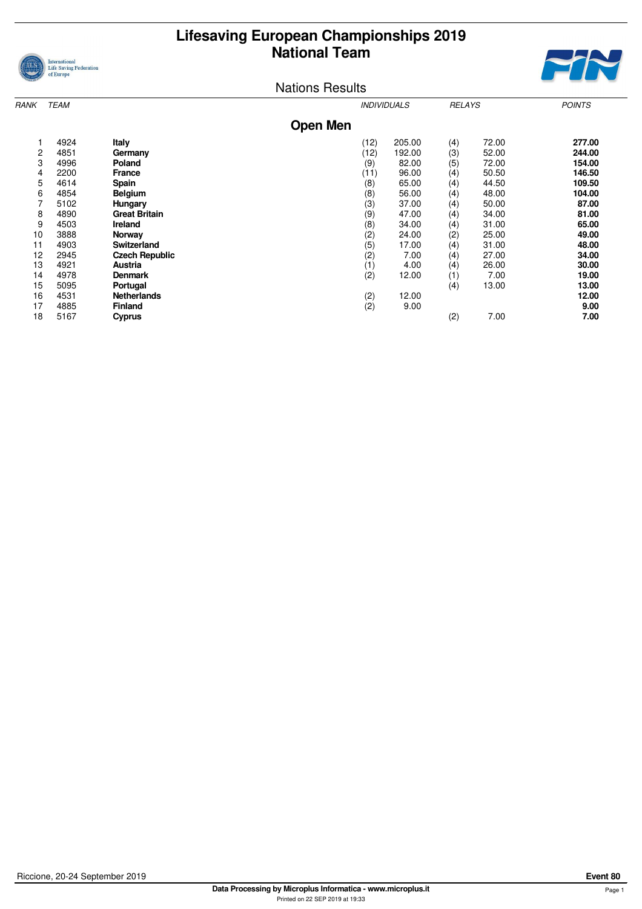# Lifesaving European Championships 2019
## National Team

Nations Results

### Open Men

| RANK | TEAM | | INDIVIDUALS | | RELAYS | | POINTS |
|---|---|---|---|---|---|---|---|
| 1 | 4924 | **Italy** | (12) | 205.00 | (4) | 72.00 | **277.00** |
| 2 | 4851 | **Germany** | (12) | 192.00 | (3) | 52.00 | **244.00** |
| 3 | 4996 | **Poland** | (9) | 82.00 | (5) | 72.00 | **154.00** |
| 4 | 2200 | **France** | (11) | 96.00 | (4) | 50.50 | **146.50** |
| 5 | 4614 | **Spain** | (8) | 65.00 | (4) | 44.50 | **109.50** |
| 6 | 4854 | **Belgium** | (8) | 56.00 | (4) | 48.00 | **104.00** |
| 7 | 5102 | **Hungary** | (3) | 37.00 | (4) | 50.00 | **87.00** |
| 8 | 4890 | **Great Britain** | (9) | 47.00 | (4) | 34.00 | **81.00** |
| 9 | 4503 | **Ireland** | (8) | 34.00 | (4) | 31.00 | **65.00** |
| 10 | 3888 | **Norway** | (2) | 24.00 | (2) | 25.00 | **49.00** |
| 11 | 4903 | **Switzerland** | (5) | 17.00 | (4) | 31.00 | **48.00** |
| 12 | 2945 | **Czech Republic** | (2) | 7.00 | (4) | 27.00 | **34.00** |
| 13 | 4921 | **Austria** | (1) | 4.00 | (4) | 26.00 | **30.00** |
| 14 | 4978 | **Denmark** | (2) | 12.00 | (1) | 7.00 | **19.00** |
| 15 | 5095 | **Portugal** | | | (4) | 13.00 | **13.00** |
| 16 | 4531 | **Netherlands** | (2) | 12.00 | | | **12.00** |
| 17 | 4885 | **Finland** | (2) | 9.00 | | | **9.00** |
| 18 | 5167 | **Cyprus** | | | (2) | 7.00 | **7.00** |

Riccione, 20-24 September 2019 **Event 80**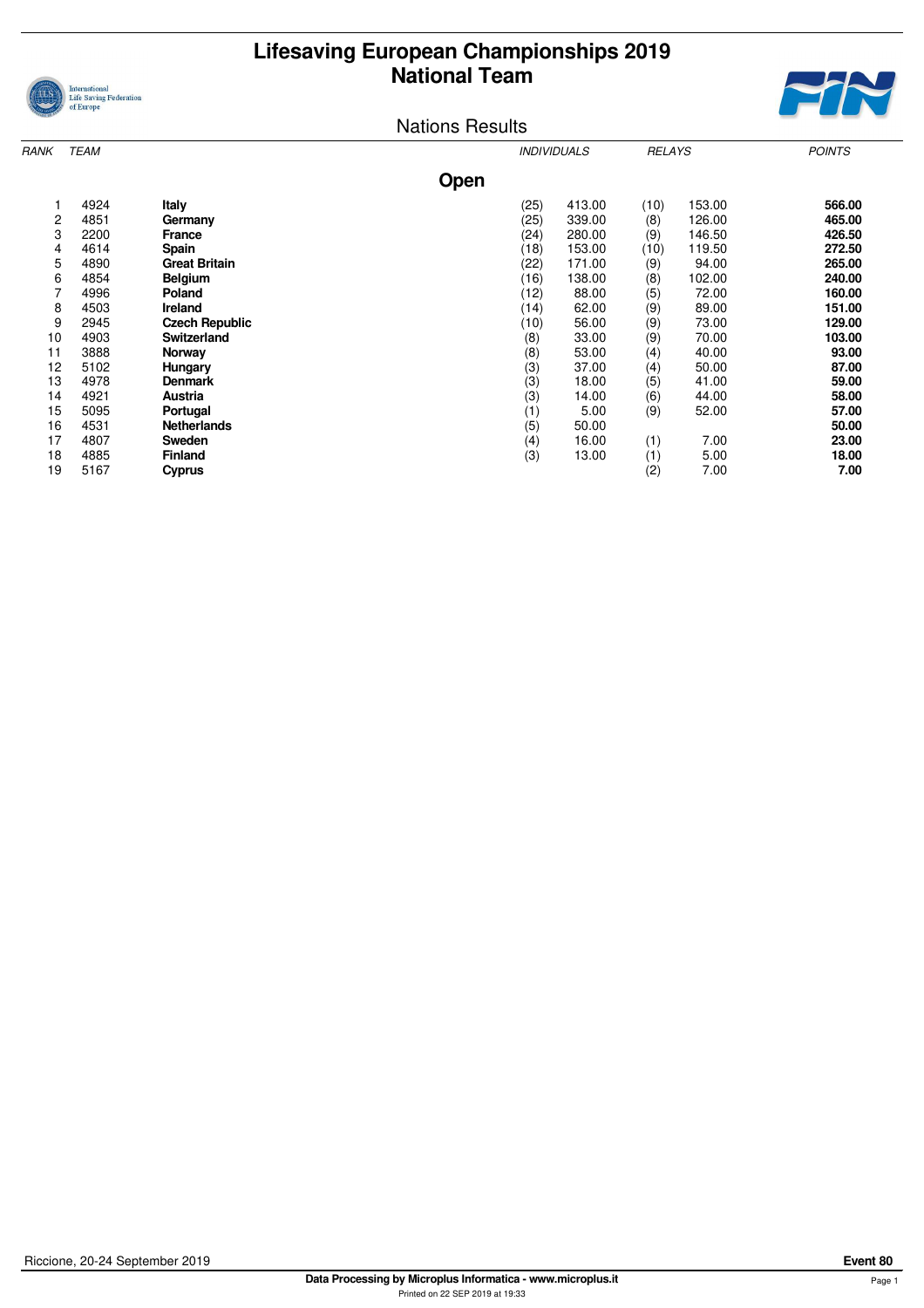# Lifesaving European Championships 2019
## National Team

### Nations Results

| RANK | TEAM | | INDIVIDUALS | | RELAYS | | POINTS |
|---|---|---|---|---|---|---|---|
| | | | | | | | |

### Open

| RANK | TEAM | | INDIVIDUALS | | RELAYS | | POINTS |
|---|---|---|---|---|---|---|---|
| 1 | 4924 | **Italy** | (25) | 413.00 | (10) | 153.00 | **566.00** |
| 2 | 4851 | **Germany** | (25) | 339.00 | (8) | 126.00 | **465.00** |
| 3 | 2200 | **France** | (24) | 280.00 | (9) | 146.50 | **426.50** |
| 4 | 4614 | **Spain** | (18) | 153.00 | (10) | 119.50 | **272.50** |
| 5 | 4890 | **Great Britain** | (22) | 171.00 | (9) | 94.00 | **265.00** |
| 6 | 4854 | **Belgium** | (16) | 138.00 | (8) | 102.00 | **240.00** |
| 7 | 4996 | **Poland** | (12) | 88.00 | (5) | 72.00 | **160.00** |
| 8 | 4503 | **Ireland** | (14) | 62.00 | (9) | 89.00 | **151.00** |
| 9 | 2945 | **Czech Republic** | (10) | 56.00 | (9) | 73.00 | **129.00** |
| 10 | 4903 | **Switzerland** | (8) | 33.00 | (9) | 70.00 | **103.00** |
| 11 | 3888 | **Norway** | (8) | 53.00 | (4) | 40.00 | **93.00** |
| 12 | 5102 | **Hungary** | (3) | 37.00 | (4) | 50.00 | **87.00** |
| 13 | 4978 | **Denmark** | (3) | 18.00 | (5) | 41.00 | **59.00** |
| 14 | 4921 | **Austria** | (3) | 14.00 | (6) | 44.00 | **58.00** |
| 15 | 5095 | **Portugal** | (1) | 5.00 | (9) | 52.00 | **57.00** |
| 16 | 4531 | **Netherlands** | (5) | 50.00 | | | **50.00** |
| 17 | 4807 | **Sweden** | (4) | 16.00 | (1) | 7.00 | **23.00** |
| 18 | 4885 | **Finland** | (3) | 13.00 | (1) | 5.00 | **18.00** |
| 19 | 5167 | **Cyprus** | | | (2) | 7.00 | **7.00** |

Riccione, 20-24 September 2019

**Event 80**

**Data Processing by Microplus Informatica - www.microplus.it**

Printed on 22 SEP 2019 at 19:33